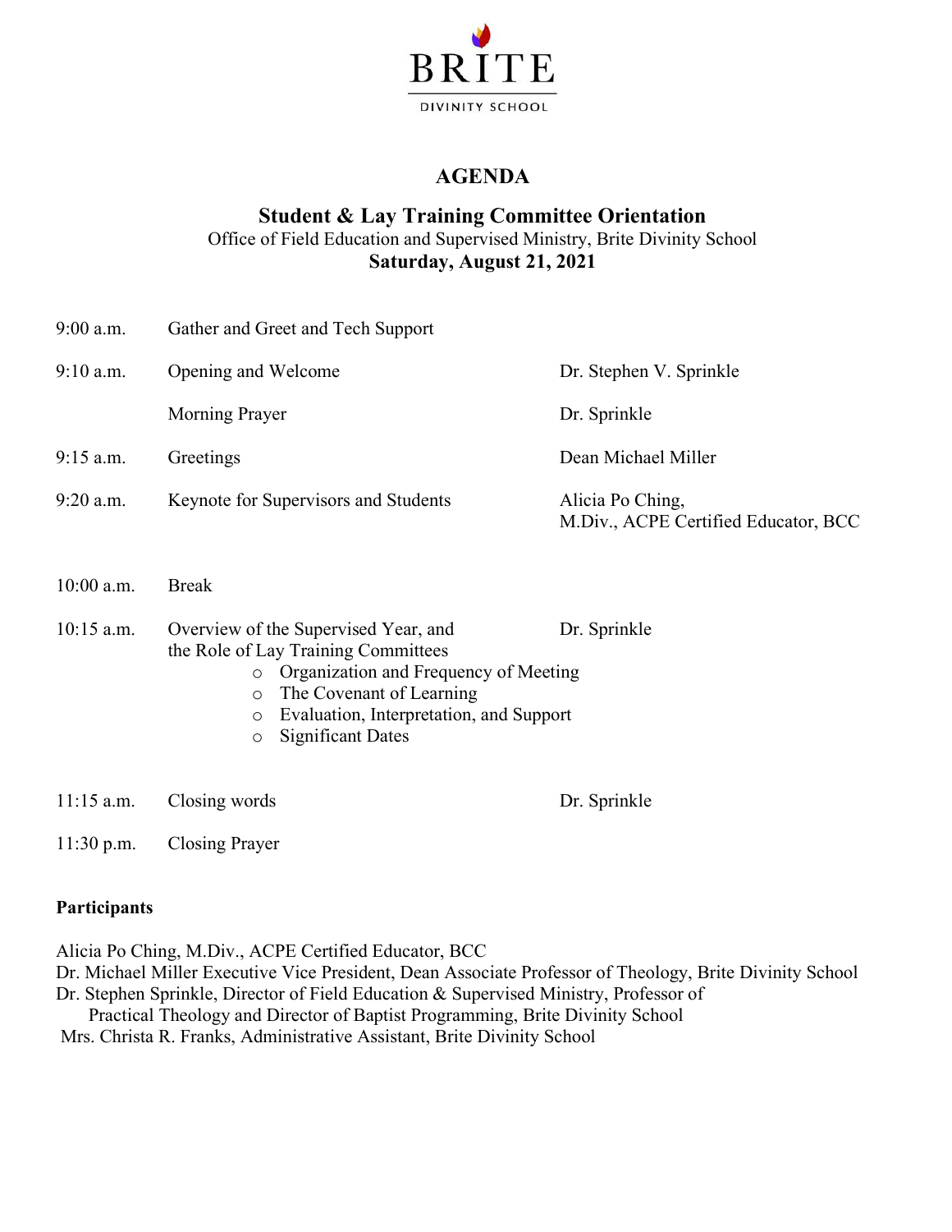BRITE

DIVINITY SCHOOL

# AGENDA

## Student & Lay Training Committee Orientation

Office of Field Education and Supervised Ministry, Brite Divinity School

**Saturday, August 21, 2021**

| | | |
|---|---|---|
| 9:00 a.m. | Gather and Greet and Tech Support | |
| 9:10 a.m. | Opening and Welcome | Dr. Stephen V. Sprinkle |
| | Morning Prayer | Dr. Sprinkle |
| 9:15 a.m. | Greetings | Dean Michael Miller |
| 9:20 a.m. | Keynote for Supervisors and Students | Alicia Po Ching, M.Div., ACPE Certified Educator, BCC |
| 10:00 a.m. | Break | |
| 10:15 a.m. | Overview of the Supervised Year, and the Role of Lay Training Committees<br>○ Organization and Frequency of Meeting<br>○ The Covenant of Learning<br>○ Evaluation, Interpretation, and Support<br>○ Significant Dates | Dr. Sprinkle |
| 11:15 a.m. | Closing words | Dr. Sprinkle |
| 11:30 p.m. | Closing Prayer | |

**Participants**

Alicia Po Ching, M.Div., ACPE Certified Educator, BCC
Dr. Michael Miller Executive Vice President, Dean Associate Professor of Theology, Brite Divinity School
Dr. Stephen Sprinkle, Director of Field Education & Supervised Ministry, Professor of Practical Theology and Director of Baptist Programming, Brite Divinity School
Mrs. Christa R. Franks, Administrative Assistant, Brite Divinity School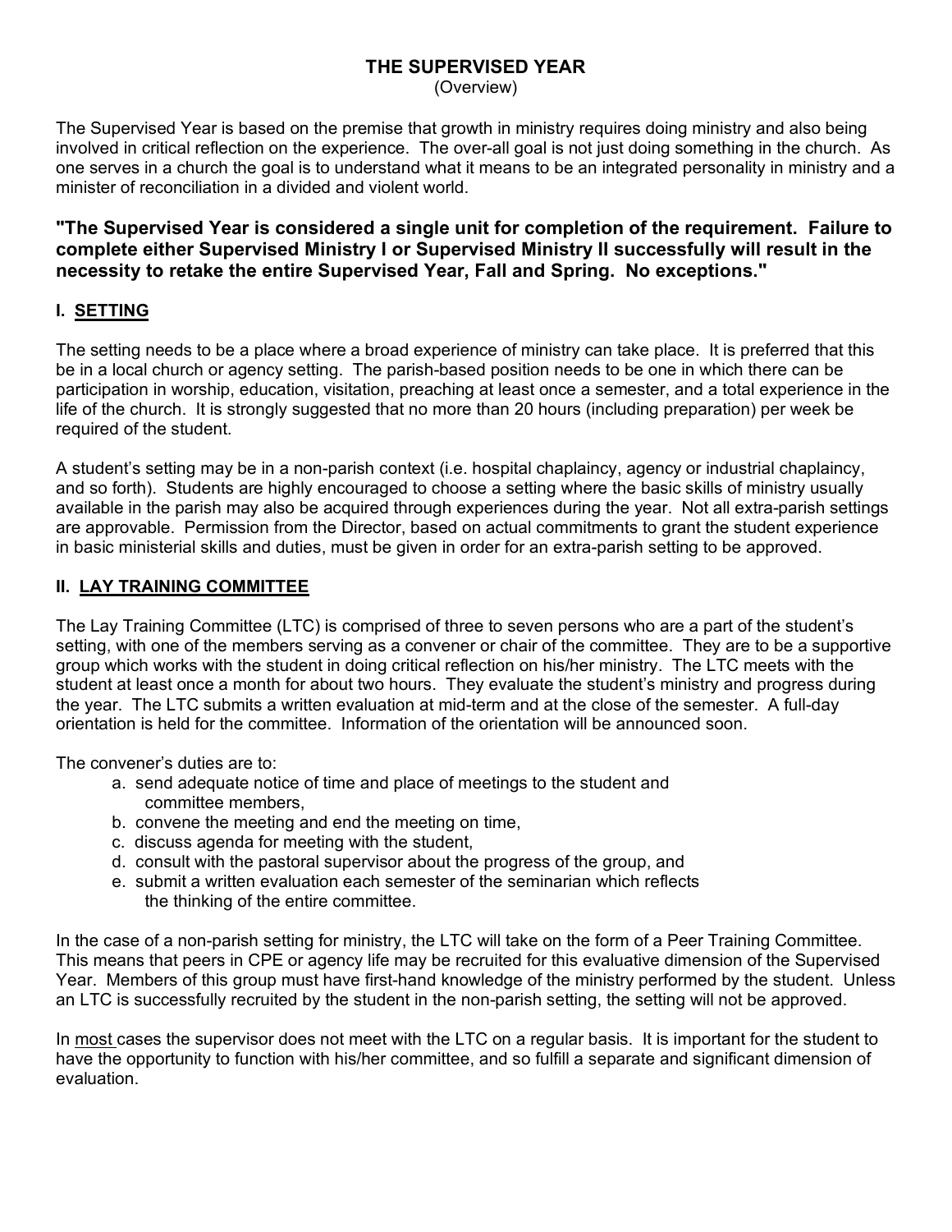# THE SUPERVISED YEAR

(Overview)

The Supervised Year is based on the premise that growth in ministry requires doing ministry and also being involved in critical reflection on the experience. The over-all goal is not just doing something in the church. As one serves in a church the goal is to understand what it means to be an integrated personality in ministry and a minister of reconciliation in a divided and violent world.

**"The Supervised Year is considered a single unit for completion of the requirement. Failure to complete either Supervised Ministry I or Supervised Ministry II successfully will result in the necessity to retake the entire Supervised Year, Fall and Spring. No exceptions."**

## I. SETTING

The setting needs to be a place where a broad experience of ministry can take place. It is preferred that this be in a local church or agency setting. The parish-based position needs to be one in which there can be participation in worship, education, visitation, preaching at least once a semester, and a total experience in the life of the church. It is strongly suggested that no more than 20 hours (including preparation) per week be required of the student.

A student's setting may be in a non-parish context (i.e. hospital chaplaincy, agency or industrial chaplaincy, and so forth). Students are highly encouraged to choose a setting where the basic skills of ministry usually available in the parish may also be acquired through experiences during the year. Not all extra-parish settings are approvable. Permission from the Director, based on actual commitments to grant the student experience in basic ministerial skills and duties, must be given in order for an extra-parish setting to be approved.

## II. LAY TRAINING COMMITTEE

The Lay Training Committee (LTC) is comprised of three to seven persons who are a part of the student's setting, with one of the members serving as a convener or chair of the committee. They are to be a supportive group which works with the student in doing critical reflection on his/her ministry. The LTC meets with the student at least once a month for about two hours. They evaluate the student's ministry and progress during the year. The LTC submits a written evaluation at mid-term and at the close of the semester. A full-day orientation is held for the committee. Information of the orientation will be announced soon.

The convener's duties are to:

a. send adequate notice of time and place of meetings to the student and committee members,
b. convene the meeting and end the meeting on time,
c. discuss agenda for meeting with the student,
d. consult with the pastoral supervisor about the progress of the group, and
e. submit a written evaluation each semester of the seminarian which reflects the thinking of the entire committee.

In the case of a non-parish setting for ministry, the LTC will take on the form of a Peer Training Committee. This means that peers in CPE or agency life may be recruited for this evaluative dimension of the Supervised Year. Members of this group must have first-hand knowledge of the ministry performed by the student. Unless an LTC is successfully recruited by the student in the non-parish setting, the setting will not be approved.

In <u>most</u> cases the supervisor does not meet with the LTC on a regular basis. It is important for the student to have the opportunity to function with his/her committee, and so fulfill a separate and significant dimension of evaluation.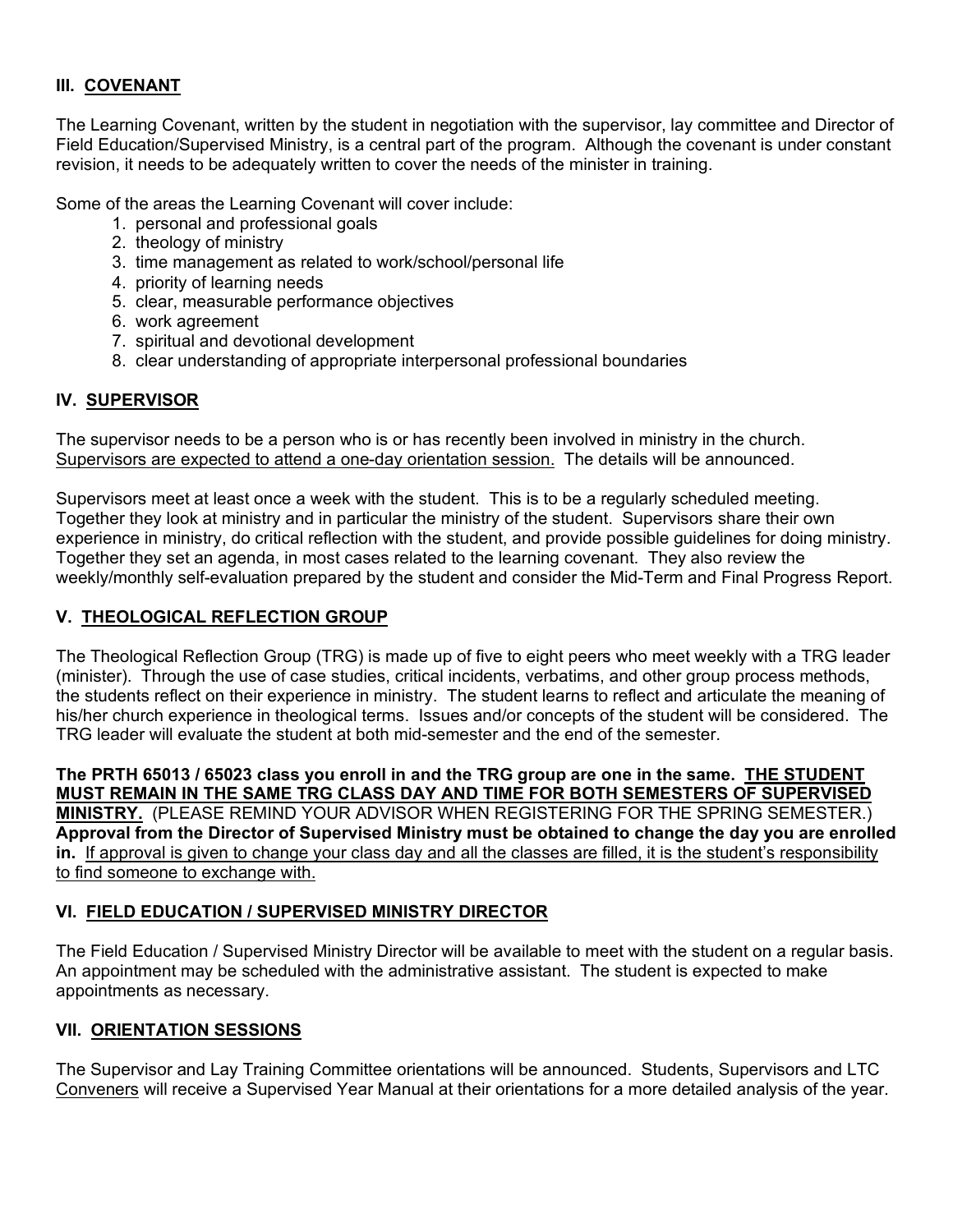## III. <u>COVENANT</u>

The Learning Covenant, written by the student in negotiation with the supervisor, lay committee and Director of Field Education/Supervised Ministry, is a central part of the program. Although the covenant is under constant revision, it needs to be adequately written to cover the needs of the minister in training.

Some of the areas the Learning Covenant will cover include:

1. personal and professional goals
2. theology of ministry
3. time management as related to work/school/personal life
4. priority of learning needs
5. clear, measurable performance objectives
6. work agreement
7. spiritual and devotional development
8. clear understanding of appropriate interpersonal professional boundaries

## IV. <u>SUPERVISOR</u>

The supervisor needs to be a person who is or has recently been involved in ministry in the church. <u>Supervisors are expected to attend a one-day orientation session.</u> The details will be announced.

Supervisors meet at least once a week with the student. This is to be a regularly scheduled meeting. Together they look at ministry and in particular the ministry of the student. Supervisors share their own experience in ministry, do critical reflection with the student, and provide possible guidelines for doing ministry. Together they set an agenda, in most cases related to the learning covenant. They also review the weekly/monthly self-evaluation prepared by the student and consider the Mid-Term and Final Progress Report.

## V. <u>THEOLOGICAL REFLECTION GROUP</u>

The Theological Reflection Group (TRG) is made up of five to eight peers who meet weekly with a TRG leader (minister). Through the use of case studies, critical incidents, verbatims, and other group process methods, the students reflect on their experience in ministry. The student learns to reflect and articulate the meaning of his/her church experience in theological terms. Issues and/or concepts of the student will be considered. The TRG leader will evaluate the student at both mid-semester and the end of the semester.

**The PRTH 65013 / 65023 class you enroll in and the TRG group are one in the same. <u>THE STUDENT MUST REMAIN IN THE SAME TRG CLASS DAY AND TIME FOR BOTH SEMESTERS OF SUPERVISED MINISTRY.</u>** (PLEASE REMIND YOUR ADVISOR WHEN REGISTERING FOR THE SPRING SEMESTER.) **Approval from the Director of Supervised Ministry must be obtained to change the day you are enrolled in.** <u>If approval is given to change your class day and all the classes are filled, it is the student's responsibility to find someone to exchange with.</u>

## VI. <u>FIELD EDUCATION / SUPERVISED MINISTRY DIRECTOR</u>

The Field Education / Supervised Ministry Director will be available to meet with the student on a regular basis. An appointment may be scheduled with the administrative assistant. The student is expected to make appointments as necessary.

## VII. <u>ORIENTATION SESSIONS</u>

The Supervisor and Lay Training Committee orientations will be announced. Students, Supervisors and LTC <u>Conveners</u> will receive a Supervised Year Manual at their orientations for a more detailed analysis of the year.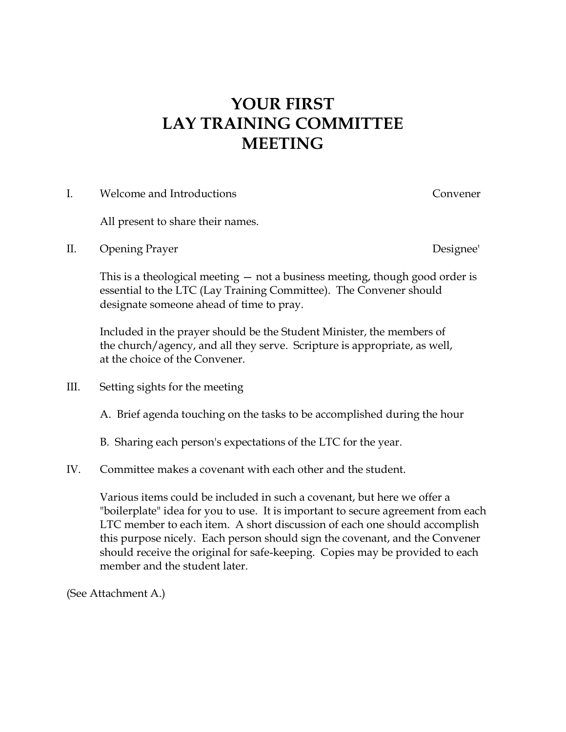# YOUR FIRST LAY TRAINING COMMITTEE MEETING

I. Welcome and Introductions — Convener

All present to share their names.

II. Opening Prayer — Designee'

This is a theological meeting — not a business meeting, though good order is essential to the LTC (Lay Training Committee). The Convener should designate someone ahead of time to pray.

Included in the prayer should be the Student Minister, the members of the church/agency, and all they serve. Scripture is appropriate, as well, at the choice of the Convener.

III. Setting sights for the meeting

A. Brief agenda touching on the tasks to be accomplished during the hour

B. Sharing each person's expectations of the LTC for the year.

IV. Committee makes a covenant with each other and the student.

Various items could be included in such a covenant, but here we offer a "boilerplate" idea for you to use. It is important to secure agreement from each LTC member to each item. A short discussion of each one should accomplish this purpose nicely. Each person should sign the covenant, and the Convener should receive the original for safe-keeping. Copies may be provided to each member and the student later.

(See Attachment A.)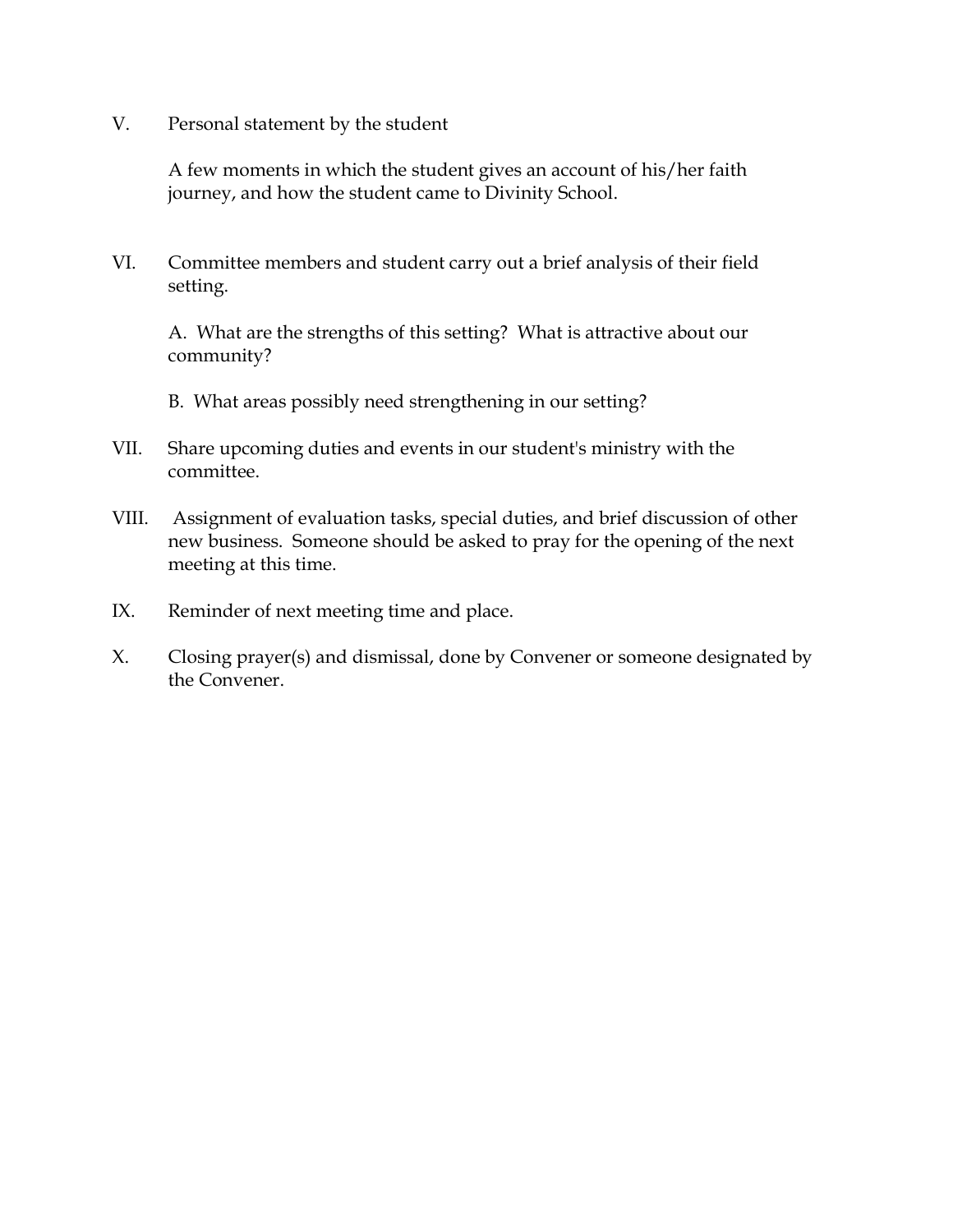V. Personal statement by the student

   A few moments in which the student gives an account of his/her faith journey, and how the student came to Divinity School.

VI. Committee members and student carry out a brief analysis of their field setting.

   A. What are the strengths of this setting? What is attractive about our community?

   B. What areas possibly need strengthening in our setting?

VII. Share upcoming duties and events in our student's ministry with the committee.

VIII. Assignment of evaluation tasks, special duties, and brief discussion of other new business. Someone should be asked to pray for the opening of the next meeting at this time.

IX. Reminder of next meeting time and place.

X. Closing prayer(s) and dismissal, done by Convener or someone designated by the Convener.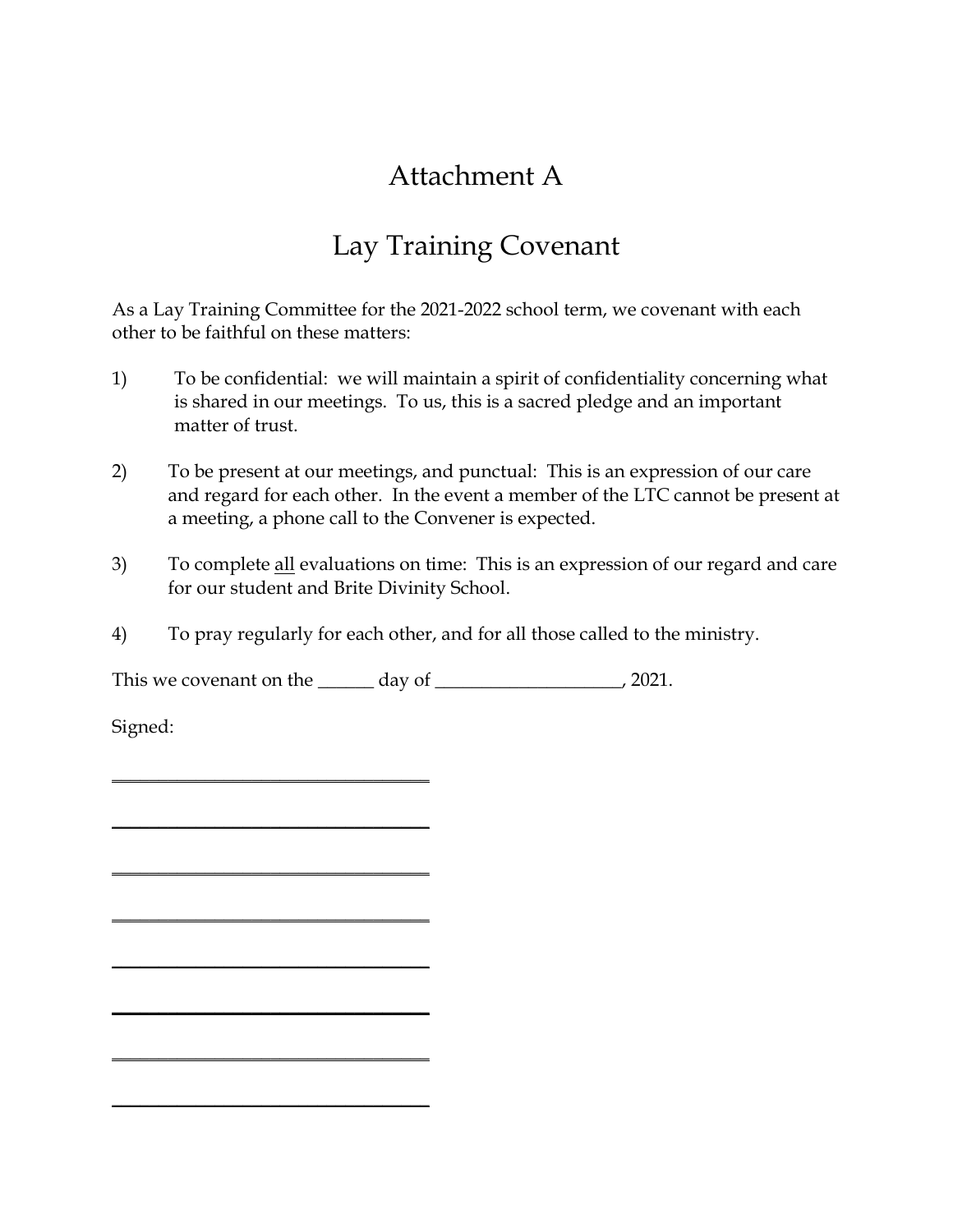# Attachment A

# Lay Training Covenant

As a Lay Training Committee for the 2021-2022 school term, we covenant with each other to be faithful on these matters:

1) To be confidential: we will maintain a spirit of confidentiality concerning what is shared in our meetings. To us, this is a sacred pledge and an important matter of trust.

2) To be present at our meetings, and punctual: This is an expression of our care and regard for each other. In the event a member of the LTC cannot be present at a meeting, a phone call to the Convener is expected.

3) To complete <u>all</u> evaluations on time: This is an expression of our regard and care for our student and Brite Divinity School.

4) To pray regularly for each other, and for all those called to the ministry.

This we covenant on the ______ day of ____________________, 2021.

Signed:

___________________________________

___________________________________

___________________________________

___________________________________

___________________________________

___________________________________

___________________________________

___________________________________